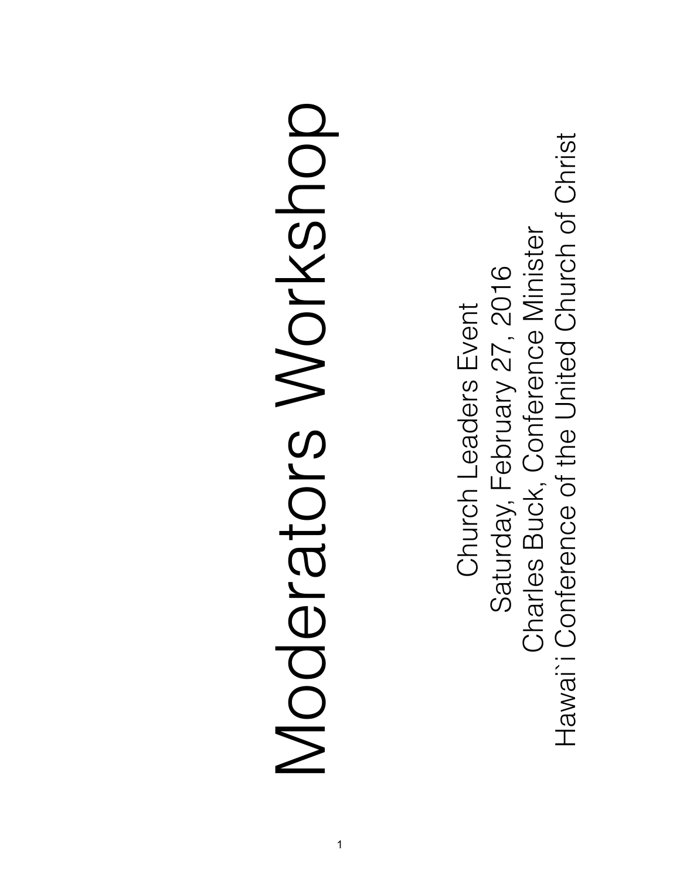# Moderators Workshop

Church Leaders Event
Saturday, February 27, 2016
Charles Buck, Conference Minister
Hawai`i Conference of the United Church of Christ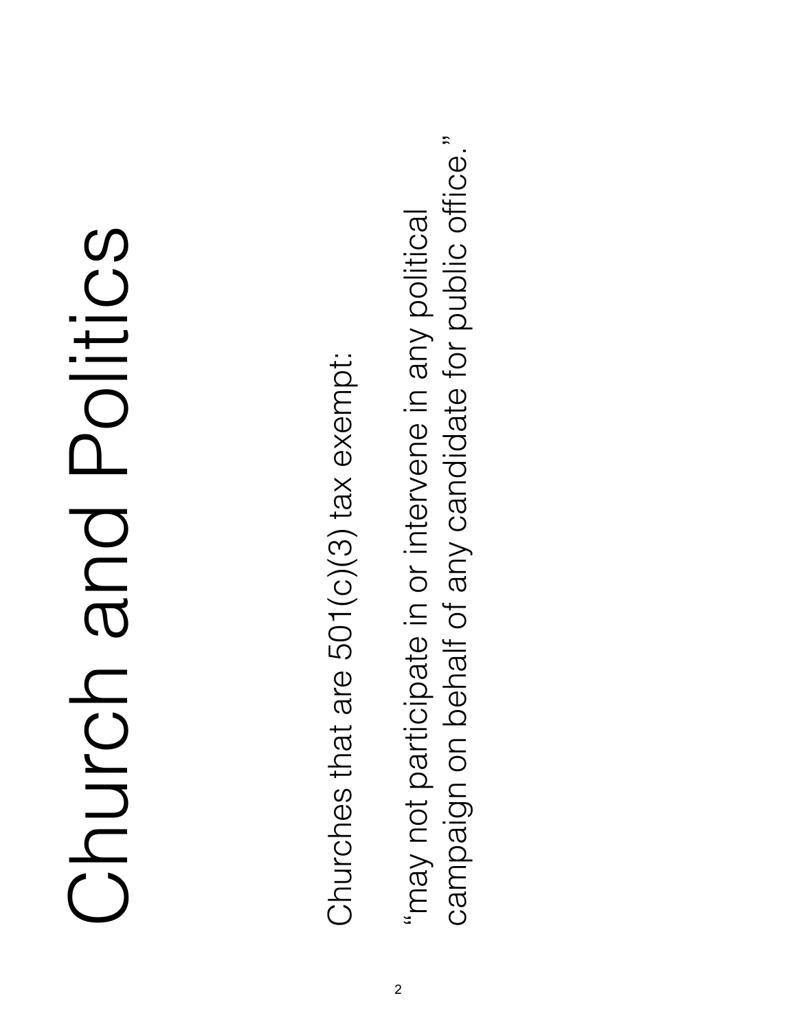# Church and Politics

Churches that are 501(c)(3) tax exempt:

"may not participate in or intervene in any political campaign on behalf of any candidate for public office."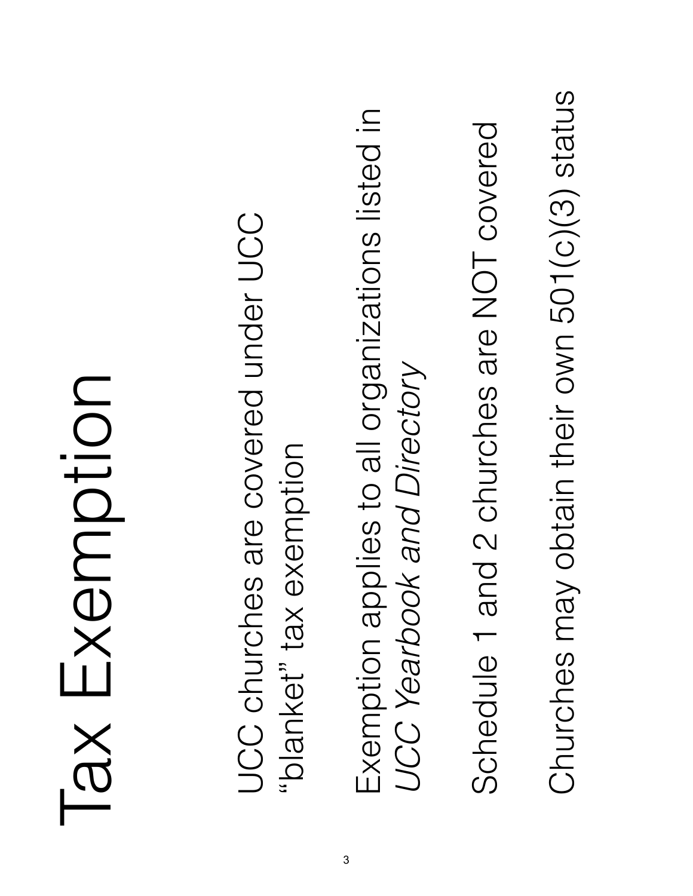# Tax Exemption

- UCC churches are covered under UCC "blanket" tax exemption
- Exemption applies to all organizations listed in *UCC Yearbook and Directory*
- Schedule 1 and 2 churches are NOT covered
- Churches may obtain their own 501(c)(3) status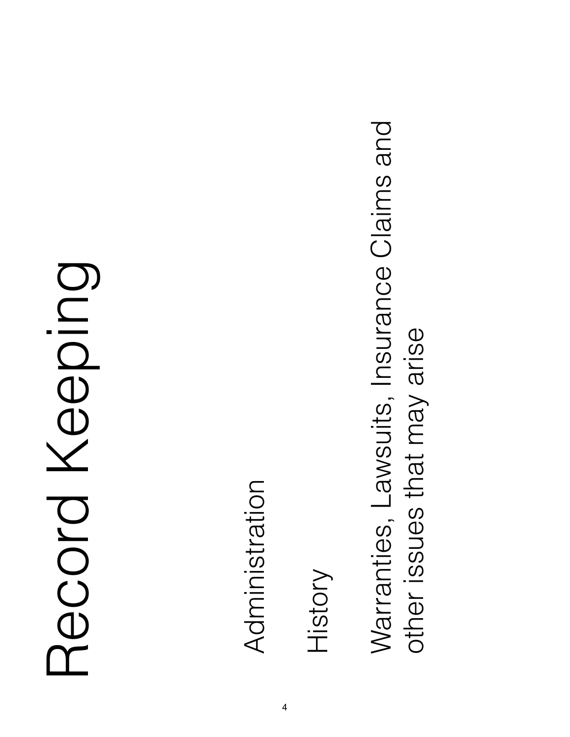# Record Keeping

- Administration
- History
- Warranties, Lawsuits, Insurance Claims and other issues that may arise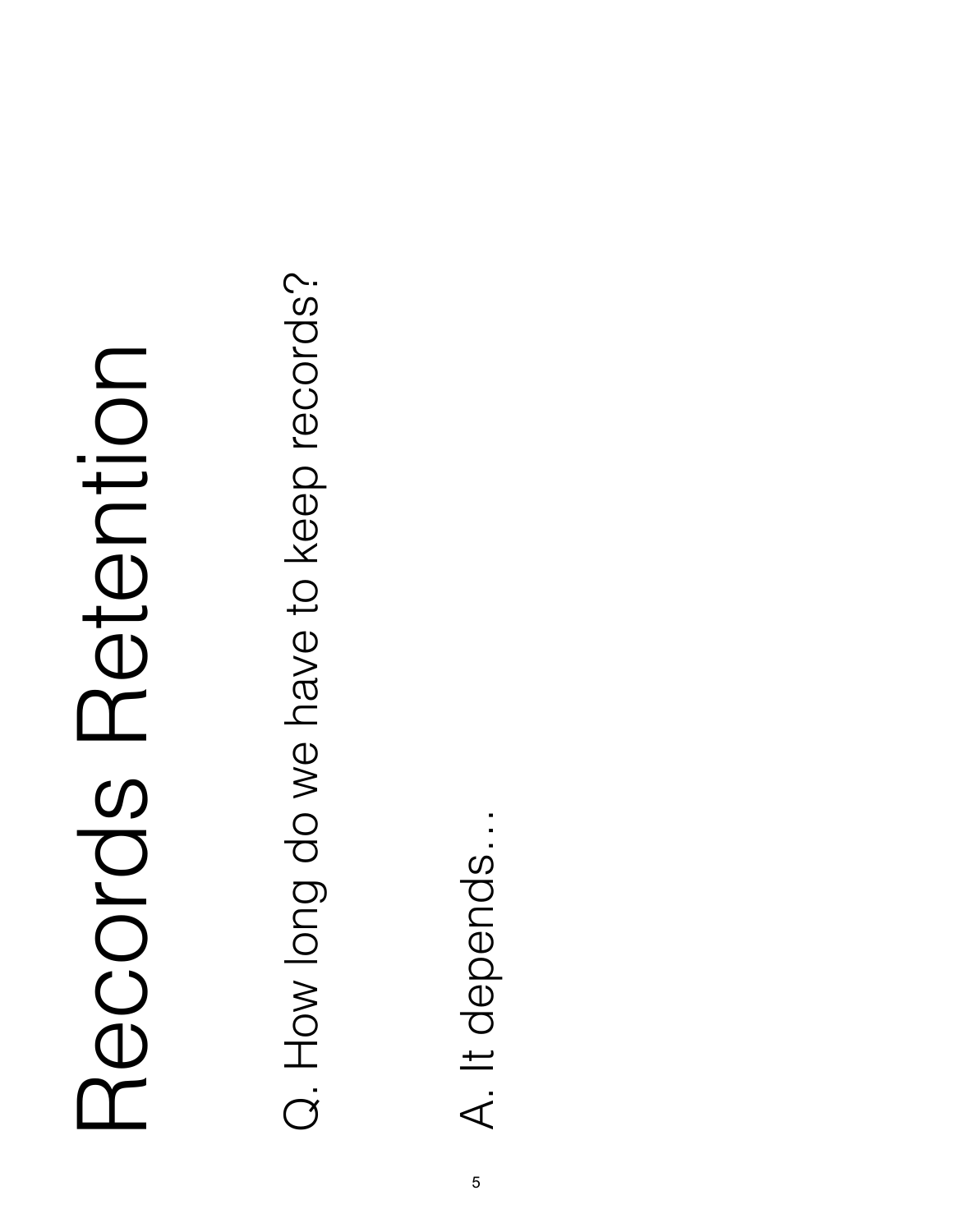# Records Retention

Q. How long do we have to keep records?

A. It depends…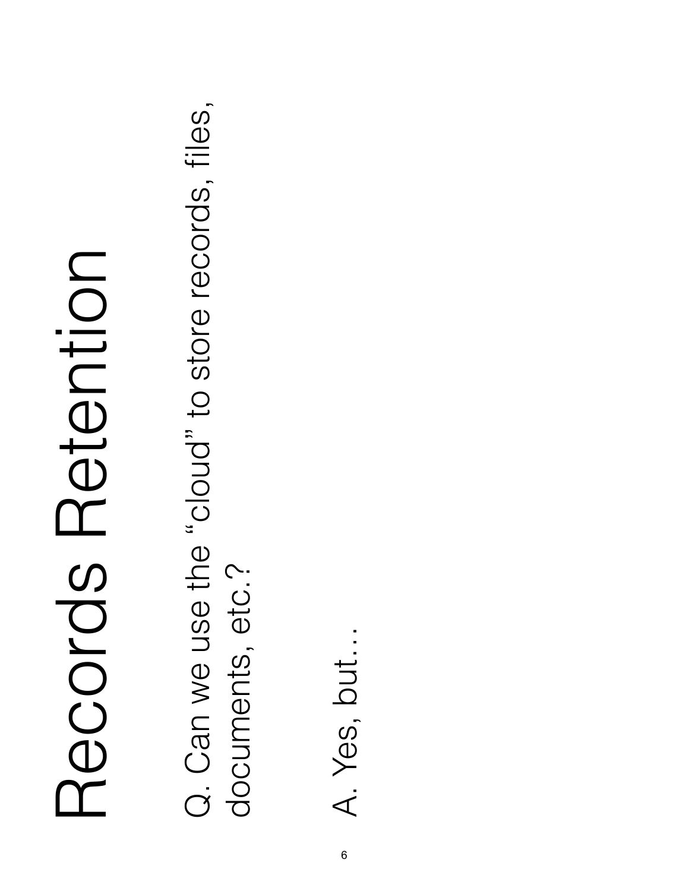# Records Retention

Q. Can we use the “cloud” to store records, files, documents, etc.?

A. Yes, but…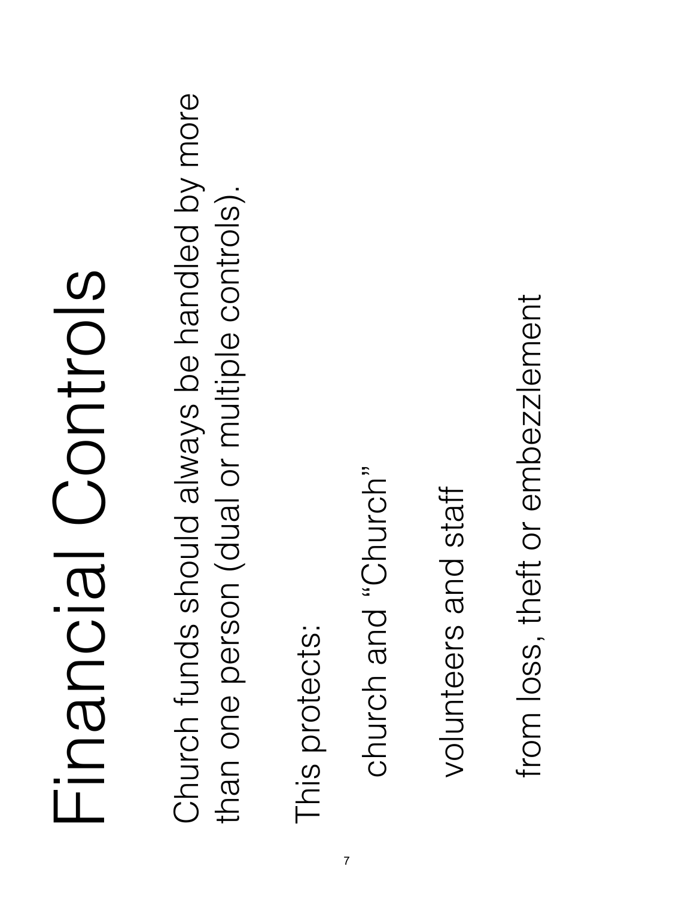# Financial Controls

Church funds should always be handled by more than one person (dual or multiple controls).

This protects:

- church and "Church"
- volunteers and staff
- from loss, theft or embezzlement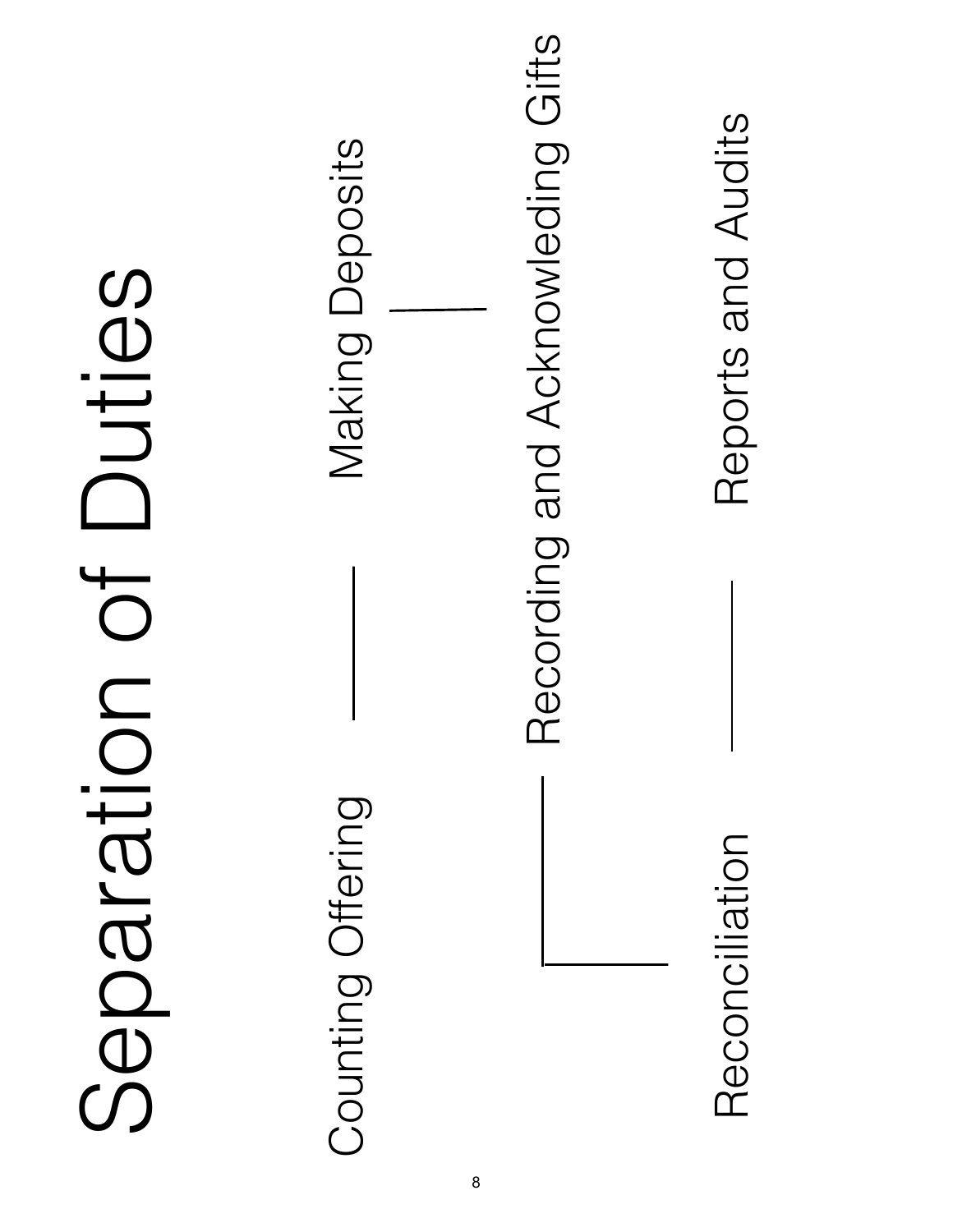# Separation of Duties

Counting Offering — Making Deposits

Recording and Acknowleding Gifts

Reconciliation — Reports and Audits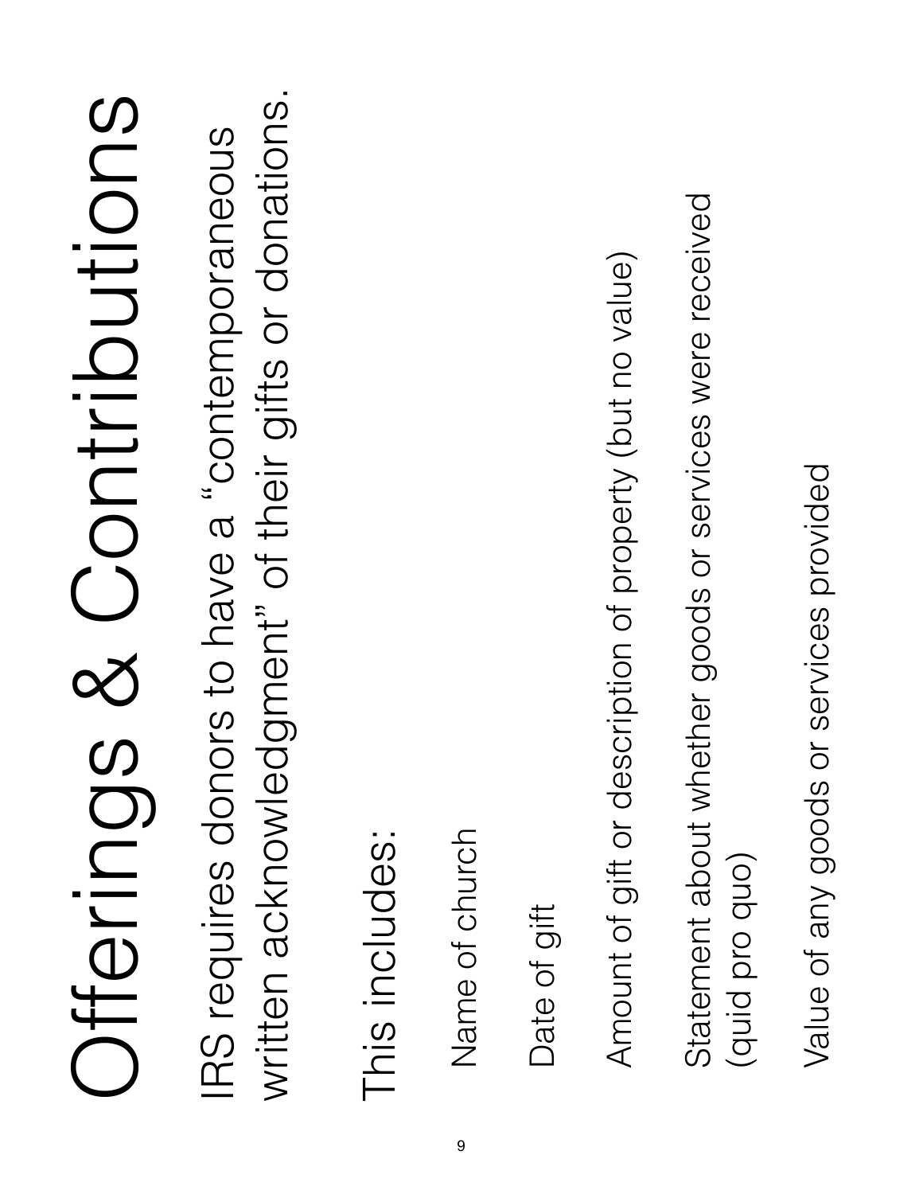# Offerings & Contributions

IRS requires donors to have a "contemporaneous written acknowledgment" of their gifts or donations.

This includes:

- Name of church
- Date of gift
- Amount of gift or description of property (but no value)
- Statement about whether goods or services were received (quid pro quo)
- Value of any goods or services provided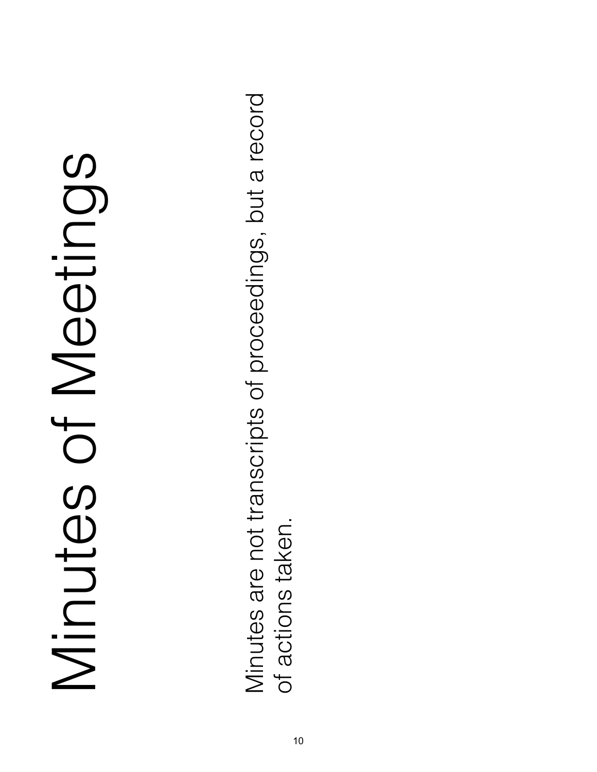# Minutes of Meetings

Minutes are not transcripts of proceedings, but a record of actions taken.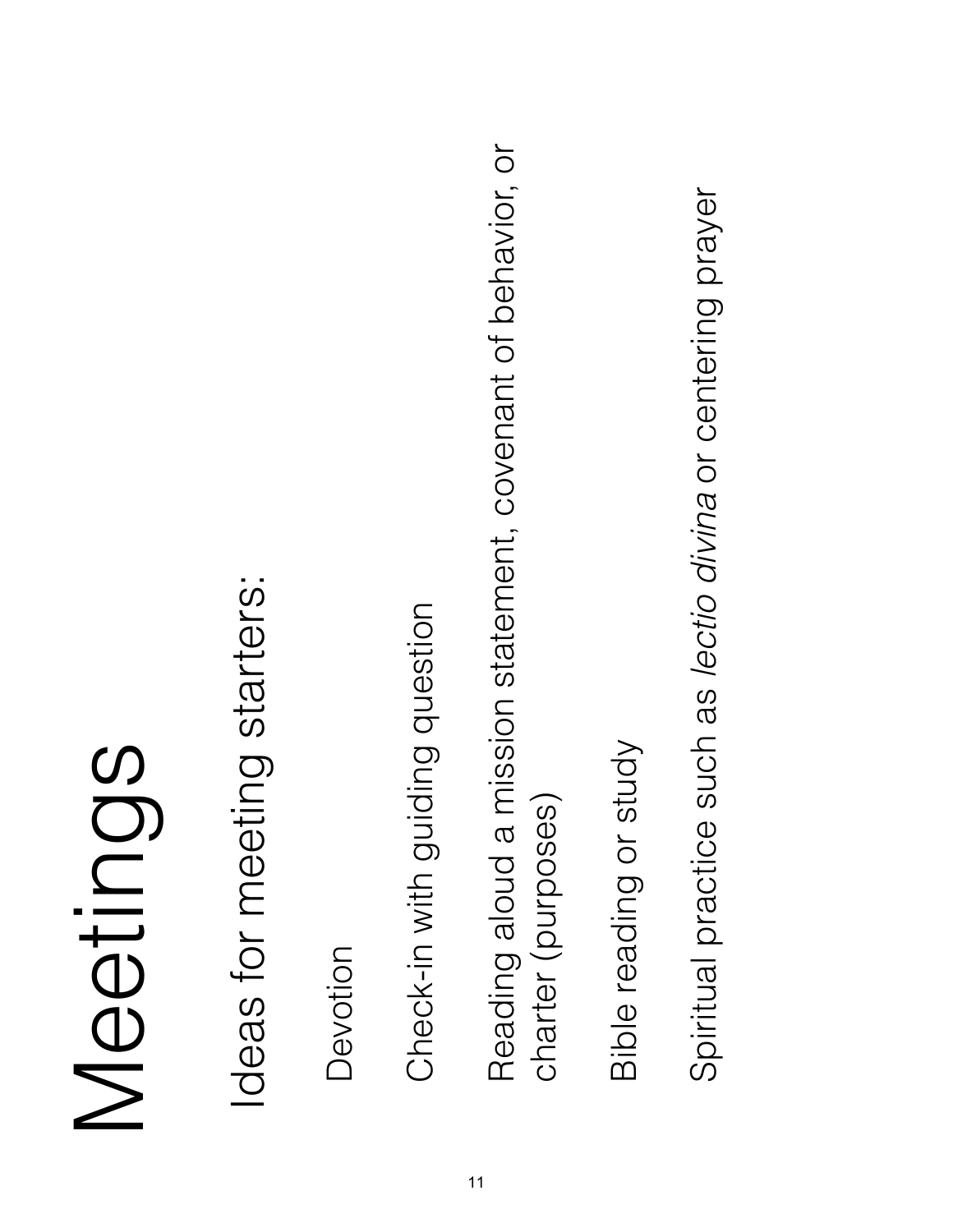# Meetings

## Ideas for meeting starters:

Devotion

Check-in with guiding question

Reading aloud a mission statement, covenant of behavior, or charter (purposes)

Bible reading or study

Spiritual practice such as *lectio divina* or centering prayer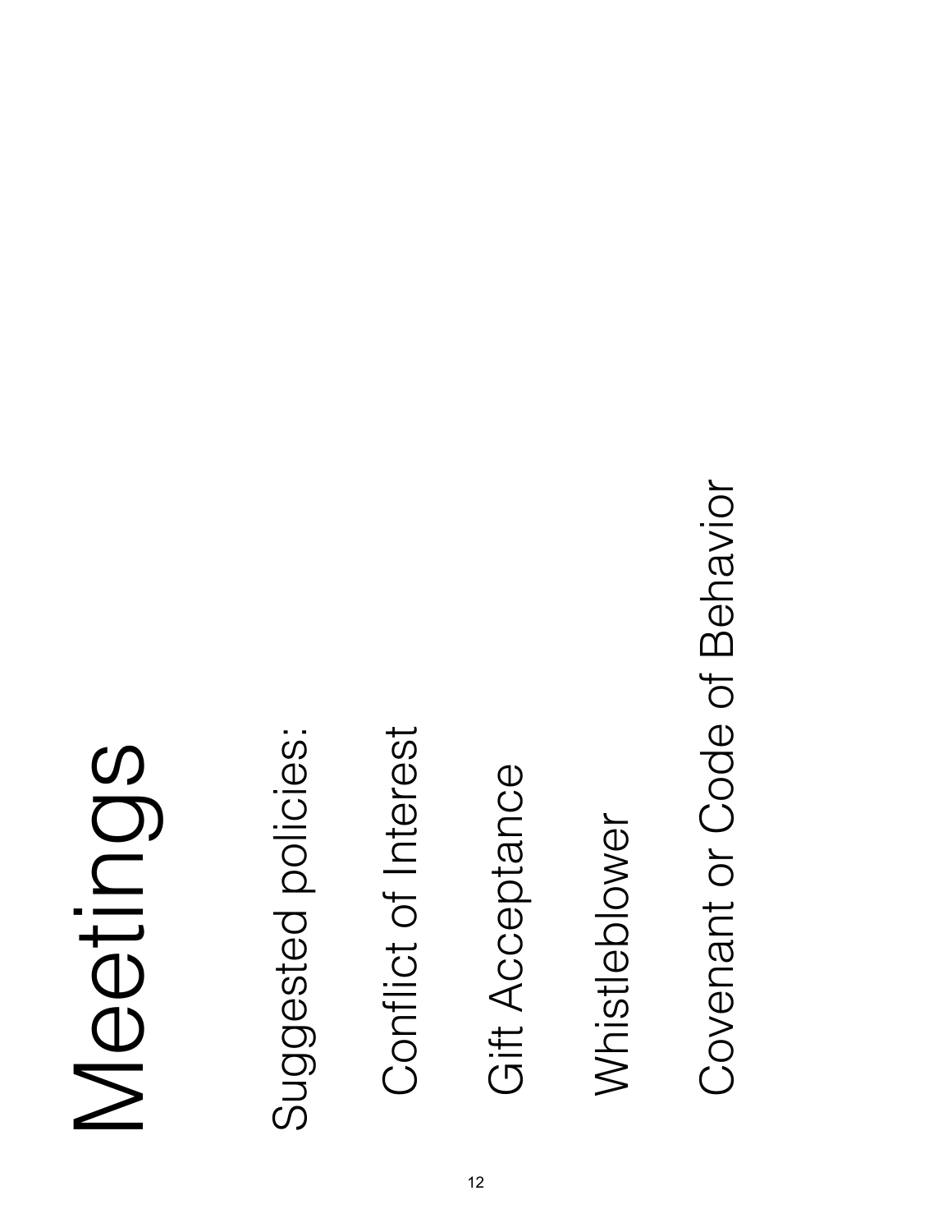# Meetings

Suggested policies:

Conflict of Interest

Gift Acceptance

Whistleblower

Covenant or Code of Behavior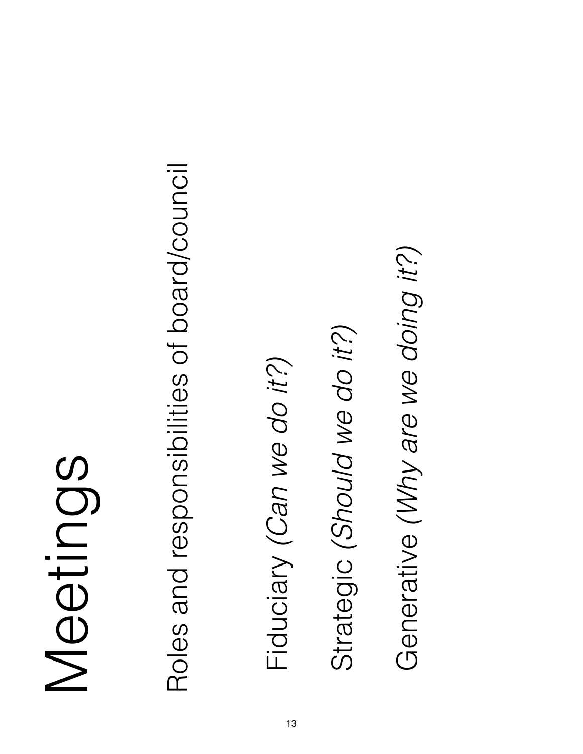# Meetings

Roles and responsibilities of board/council

Fiduciary *(Can we do it?)*

Strategic *(Should we do it?)*

Generative *(Why are we doing it?)*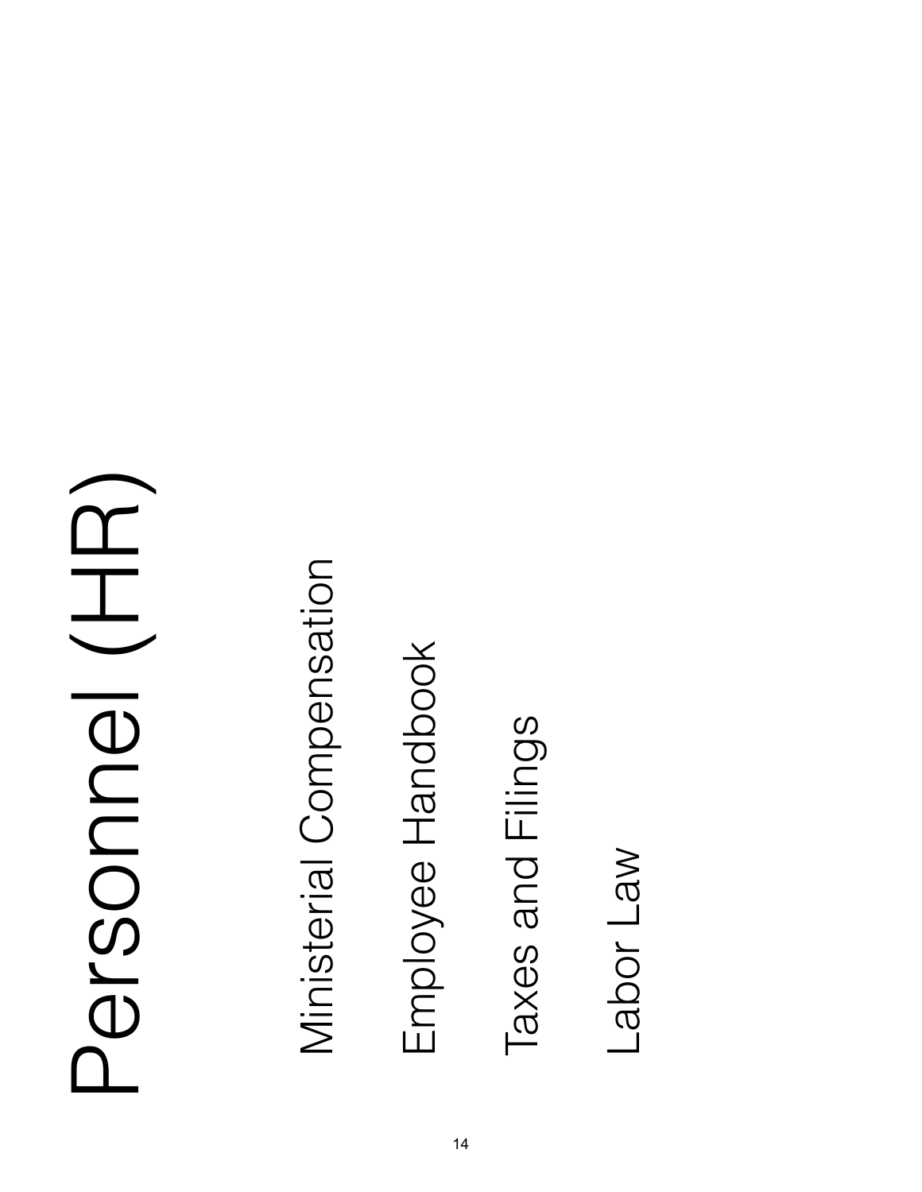# Personnel (HR)

Ministerial Compensation

Employee Handbook

Taxes and Filings

Labor Law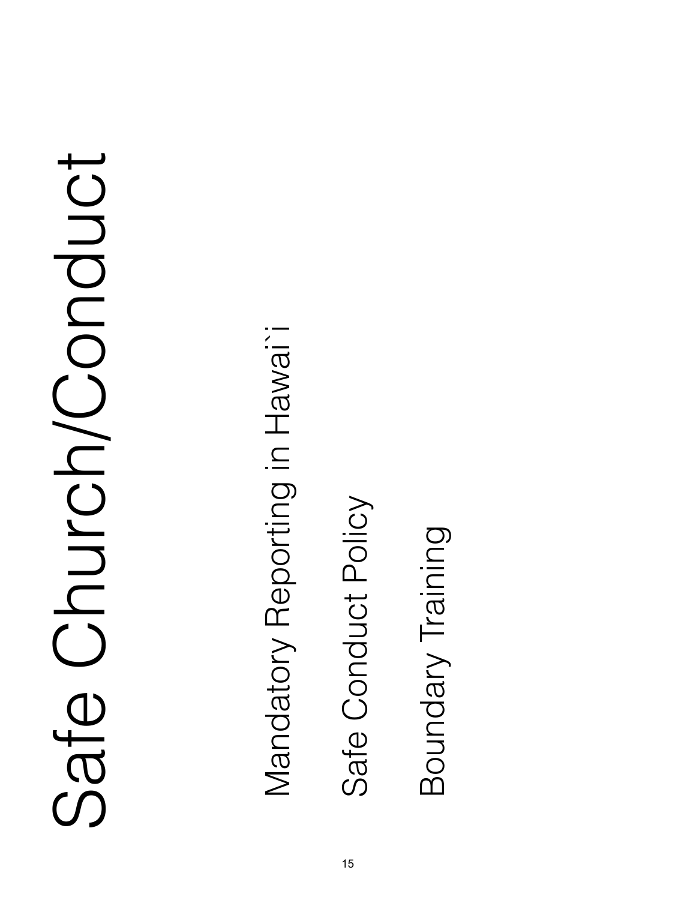# Safe Church/Conduct

Mandatory Reporting in Hawai`i

Safe Conduct Policy

Boundary Training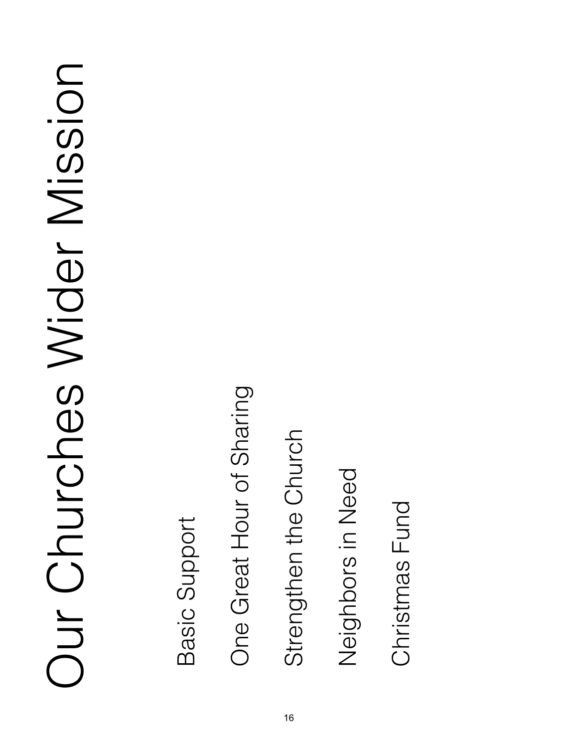# Our Churches Wider Mission

Basic Support

One Great Hour of Sharing

Strengthen the Church

Neighbors in Need

Christmas Fund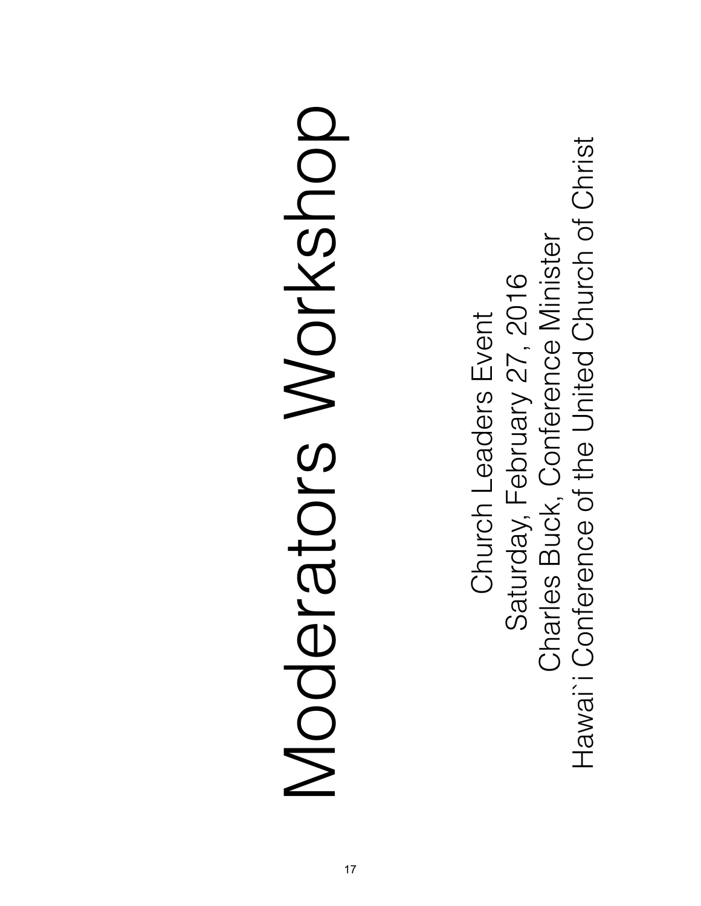# Moderators Workshop

Church Leaders Event
Saturday, February 27, 2016
Charles Buck, Conference Minister
Hawai`i Conference of the United Church of Christ